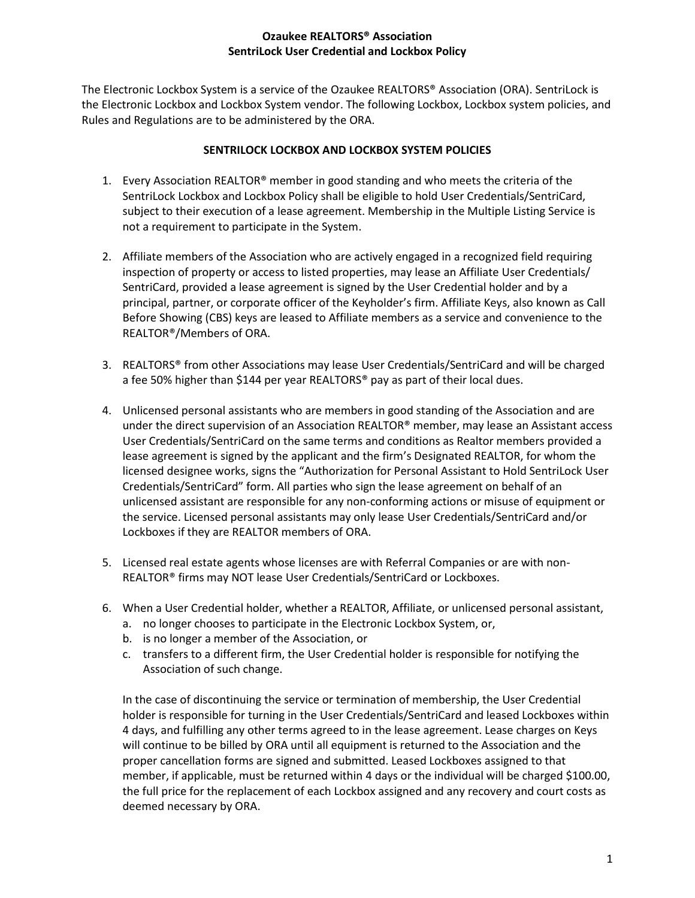# Ozaukee REALTORS® Association
# SentriLock User Credential and Lockbox Policy

The Electronic Lockbox System is a service of the Ozaukee REALTORS® Association (ORA). SentriLock is the Electronic Lockbox and Lockbox System vendor. The following Lockbox, Lockbox system policies, and Rules and Regulations are to be administered by the ORA.

## SENTRILOCK LOCKBOX AND LOCKBOX SYSTEM POLICIES

1. Every Association REALTOR® member in good standing and who meets the criteria of the SentriLock Lockbox and Lockbox Policy shall be eligible to hold User Credentials/SentriCard, subject to their execution of a lease agreement. Membership in the Multiple Listing Service is not a requirement to participate in the System.

2. Affiliate members of the Association who are actively engaged in a recognized field requiring inspection of property or access to listed properties, may lease an Affiliate User Credentials/ SentriCard, provided a lease agreement is signed by the User Credential holder and by a principal, partner, or corporate officer of the Keyholder's firm. Affiliate Keys, also known as Call Before Showing (CBS) keys are leased to Affiliate members as a service and convenience to the REALTOR®/Members of ORA.

3. REALTORS® from other Associations may lease User Credentials/SentriCard and will be charged a fee 50% higher than $144 per year REALTORS® pay as part of their local dues.

4. Unlicensed personal assistants who are members in good standing of the Association and are under the direct supervision of an Association REALTOR® member, may lease an Assistant access User Credentials/SentriCard on the same terms and conditions as Realtor members provided a lease agreement is signed by the applicant and the firm's Designated REALTOR, for whom the licensed designee works, signs the "Authorization for Personal Assistant to Hold SentriLock User Credentials/SentriCard" form. All parties who sign the lease agreement on behalf of an unlicensed assistant are responsible for any non-conforming actions or misuse of equipment or the service. Licensed personal assistants may only lease User Credentials/SentriCard and/or Lockboxes if they are REALTOR members of ORA.

5. Licensed real estate agents whose licenses are with Referral Companies or are with non-REALTOR® firms may NOT lease User Credentials/SentriCard or Lockboxes.

6. When a User Credential holder, whether a REALTOR, Affiliate, or unlicensed personal assistant,
   a. no longer chooses to participate in the Electronic Lockbox System, or,
   b. is no longer a member of the Association, or
   c. transfers to a different firm, the User Credential holder is responsible for notifying the Association of such change.

   In the case of discontinuing the service or termination of membership, the User Credential holder is responsible for turning in the User Credentials/SentriCard and leased Lockboxes within 4 days, and fulfilling any other terms agreed to in the lease agreement. Lease charges on Keys will continue to be billed by ORA until all equipment is returned to the Association and the proper cancellation forms are signed and submitted. Leased Lockboxes assigned to that member, if applicable, must be returned within 4 days or the individual will be charged $100.00, the full price for the replacement of each Lockbox assigned and any recovery and court costs as deemed necessary by ORA.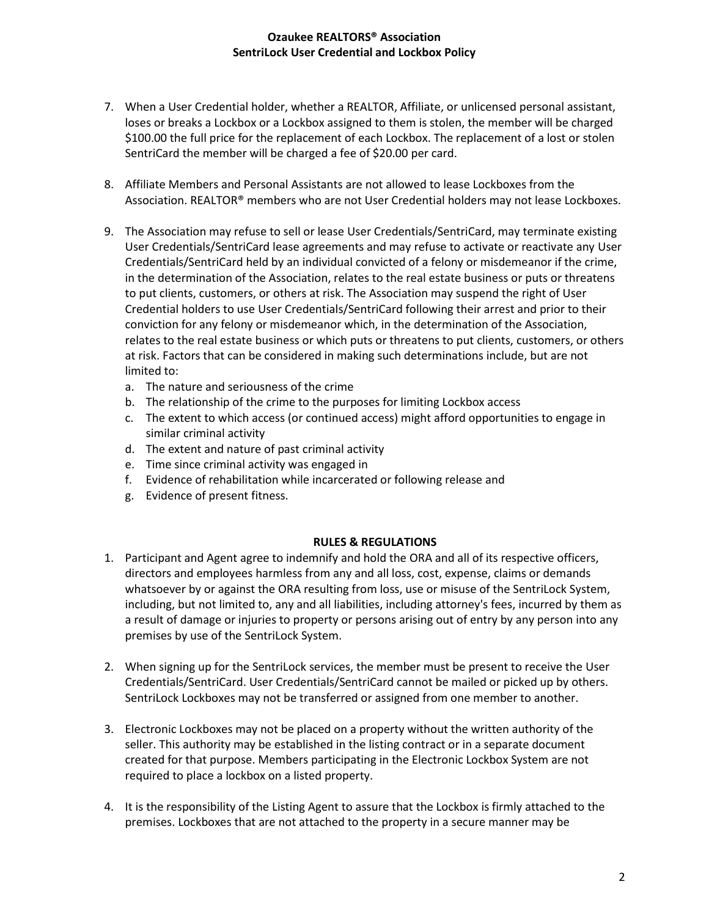7. When a User Credential holder, whether a REALTOR, Affiliate, or unlicensed personal assistant, loses or breaks a Lockbox or a Lockbox assigned to them is stolen, the member will be charged $100.00 the full price for the replacement of each Lockbox. The replacement of a lost or stolen SentriCard the member will be charged a fee of $20.00 per card.

8. Affiliate Members and Personal Assistants are not allowed to lease Lockboxes from the Association. REALTOR® members who are not User Credential holders may not lease Lockboxes.

9. The Association may refuse to sell or lease User Credentials/SentriCard, may terminate existing User Credentials/SentriCard lease agreements and may refuse to activate or reactivate any User Credentials/SentriCard held by an individual convicted of a felony or misdemeanor if the crime, in the determination of the Association, relates to the real estate business or puts or threatens to put clients, customers, or others at risk. The Association may suspend the right of User Credential holders to use User Credentials/SentriCard following their arrest and prior to their conviction for any felony or misdemeanor which, in the determination of the Association, relates to the real estate business or which puts or threatens to put clients, customers, or others at risk. Factors that can be considered in making such determinations include, but are not limited to:
   a. The nature and seriousness of the crime
   b. The relationship of the crime to the purposes for limiting Lockbox access
   c. The extent to which access (or continued access) might afford opportunities to engage in similar criminal activity
   d. The extent and nature of past criminal activity
   e. Time since criminal activity was engaged in
   f. Evidence of rehabilitation while incarcerated or following release and
   g. Evidence of present fitness.

## RULES & REGULATIONS

1. Participant and Agent agree to indemnify and hold the ORA and all of its respective officers, directors and employees harmless from any and all loss, cost, expense, claims or demands whatsoever by or against the ORA resulting from loss, use or misuse of the SentriLock System, including, but not limited to, any and all liabilities, including attorney's fees, incurred by them as a result of damage or injuries to property or persons arising out of entry by any person into any premises by use of the SentriLock System.

2. When signing up for the SentriLock services, the member must be present to receive the User Credentials/SentriCard. User Credentials/SentriCard cannot be mailed or picked up by others. SentriLock Lockboxes may not be transferred or assigned from one member to another.

3. Electronic Lockboxes may not be placed on a property without the written authority of the seller. This authority may be established in the listing contract or in a separate document created for that purpose. Members participating in the Electronic Lockbox System are not required to place a lockbox on a listed property.

4. It is the responsibility of the Listing Agent to assure that the Lockbox is firmly attached to the premises. Lockboxes that are not attached to the property in a secure manner may be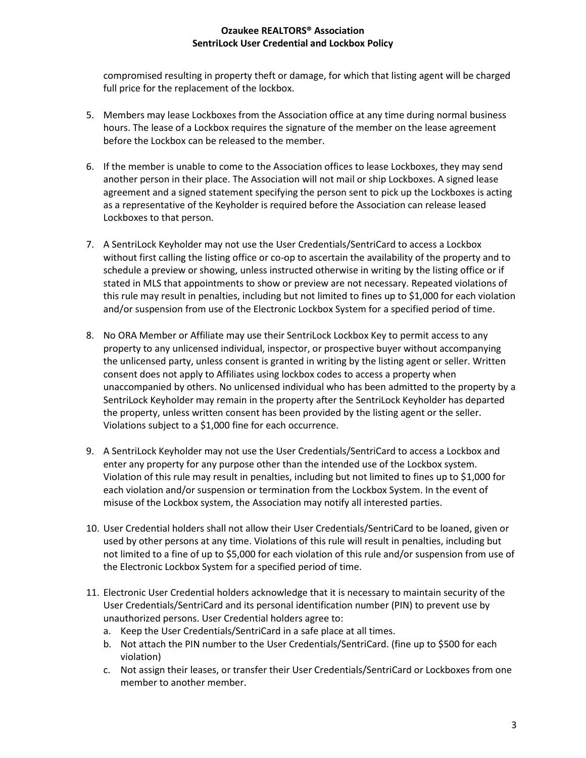compromised resulting in property theft or damage, for which that listing agent will be charged full price for the replacement of the lockbox.

5. Members may lease Lockboxes from the Association office at any time during normal business hours. The lease of a Lockbox requires the signature of the member on the lease agreement before the Lockbox can be released to the member.

6. If the member is unable to come to the Association offices to lease Lockboxes, they may send another person in their place. The Association will not mail or ship Lockboxes. A signed lease agreement and a signed statement specifying the person sent to pick up the Lockboxes is acting as a representative of the Keyholder is required before the Association can release leased Lockboxes to that person.

7. A SentriLock Keyholder may not use the User Credentials/SentriCard to access a Lockbox without first calling the listing office or co-op to ascertain the availability of the property and to schedule a preview or showing, unless instructed otherwise in writing by the listing office or if stated in MLS that appointments to show or preview are not necessary. Repeated violations of this rule may result in penalties, including but not limited to fines up to $1,000 for each violation and/or suspension from use of the Electronic Lockbox System for a specified period of time.

8. No ORA Member or Affiliate may use their SentriLock Lockbox Key to permit access to any property to any unlicensed individual, inspector, or prospective buyer without accompanying the unlicensed party, unless consent is granted in writing by the listing agent or seller. Written consent does not apply to Affiliates using lockbox codes to access a property when unaccompanied by others. No unlicensed individual who has been admitted to the property by a SentriLock Keyholder may remain in the property after the SentriLock Keyholder has departed the property, unless written consent has been provided by the listing agent or the seller. Violations subject to a $1,000 fine for each occurrence.

9. A SentriLock Keyholder may not use the User Credentials/SentriCard to access a Lockbox and enter any property for any purpose other than the intended use of the Lockbox system. Violation of this rule may result in penalties, including but not limited to fines up to $1,000 for each violation and/or suspension or termination from the Lockbox System. In the event of misuse of the Lockbox system, the Association may notify all interested parties.

10. User Credential holders shall not allow their User Credentials/SentriCard to be loaned, given or used by other persons at any time. Violations of this rule will result in penalties, including but not limited to a fine of up to $5,000 for each violation of this rule and/or suspension from use of the Electronic Lockbox System for a specified period of time.

11. Electronic User Credential holders acknowledge that it is necessary to maintain security of the User Credentials/SentriCard and its personal identification number (PIN) to prevent use by unauthorized persons. User Credential holders agree to:
    a. Keep the User Credentials/SentriCard in a safe place at all times.
    b. Not attach the PIN number to the User Credentials/SentriCard. (fine up to $500 for each violation)
    c. Not assign their leases, or transfer their User Credentials/SentriCard or Lockboxes from one member to another member.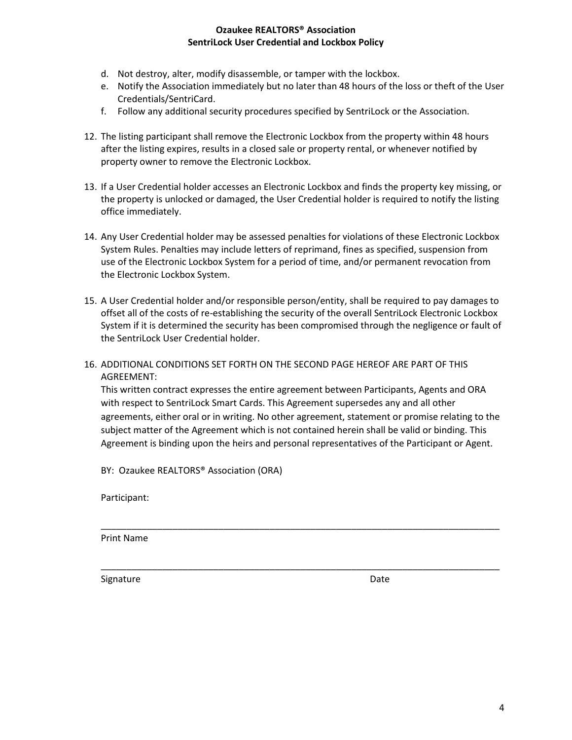d. Not destroy, alter, modify disassemble, or tamper with the lockbox.
e. Notify the Association immediately but no later than 48 hours of the loss or theft of the User Credentials/SentriCard.
f. Follow any additional security procedures specified by SentriLock or the Association.

12. The listing participant shall remove the Electronic Lockbox from the property within 48 hours after the listing expires, results in a closed sale or property rental, or whenever notified by property owner to remove the Electronic Lockbox.

13. If a User Credential holder accesses an Electronic Lockbox and finds the property key missing, or the property is unlocked or damaged, the User Credential holder is required to notify the listing office immediately.

14. Any User Credential holder may be assessed penalties for violations of these Electronic Lockbox System Rules. Penalties may include letters of reprimand, fines as specified, suspension from use of the Electronic Lockbox System for a period of time, and/or permanent revocation from the Electronic Lockbox System.

15. A User Credential holder and/or responsible person/entity, shall be required to pay damages to offset all of the costs of re-establishing the security of the overall SentriLock Electronic Lockbox System if it is determined the security has been compromised through the negligence or fault of the SentriLock User Credential holder.

16. ADDITIONAL CONDITIONS SET FORTH ON THE SECOND PAGE HEREOF ARE PART OF THIS AGREEMENT:
    This written contract expresses the entire agreement between Participants, Agents and ORA with respect to SentriLock Smart Cards. This Agreement supersedes any and all other agreements, either oral or in writing. No other agreement, statement or promise relating to the subject matter of the Agreement which is not contained herein shall be valid or binding. This Agreement is binding upon the heirs and personal representatives of the Participant or Agent.

    BY: Ozaukee REALTORS® Association (ORA)

    Participant:

    ______________________________________________________________________________
    Print Name

    ______________________________________________________________________________
    Signature                                                                Date